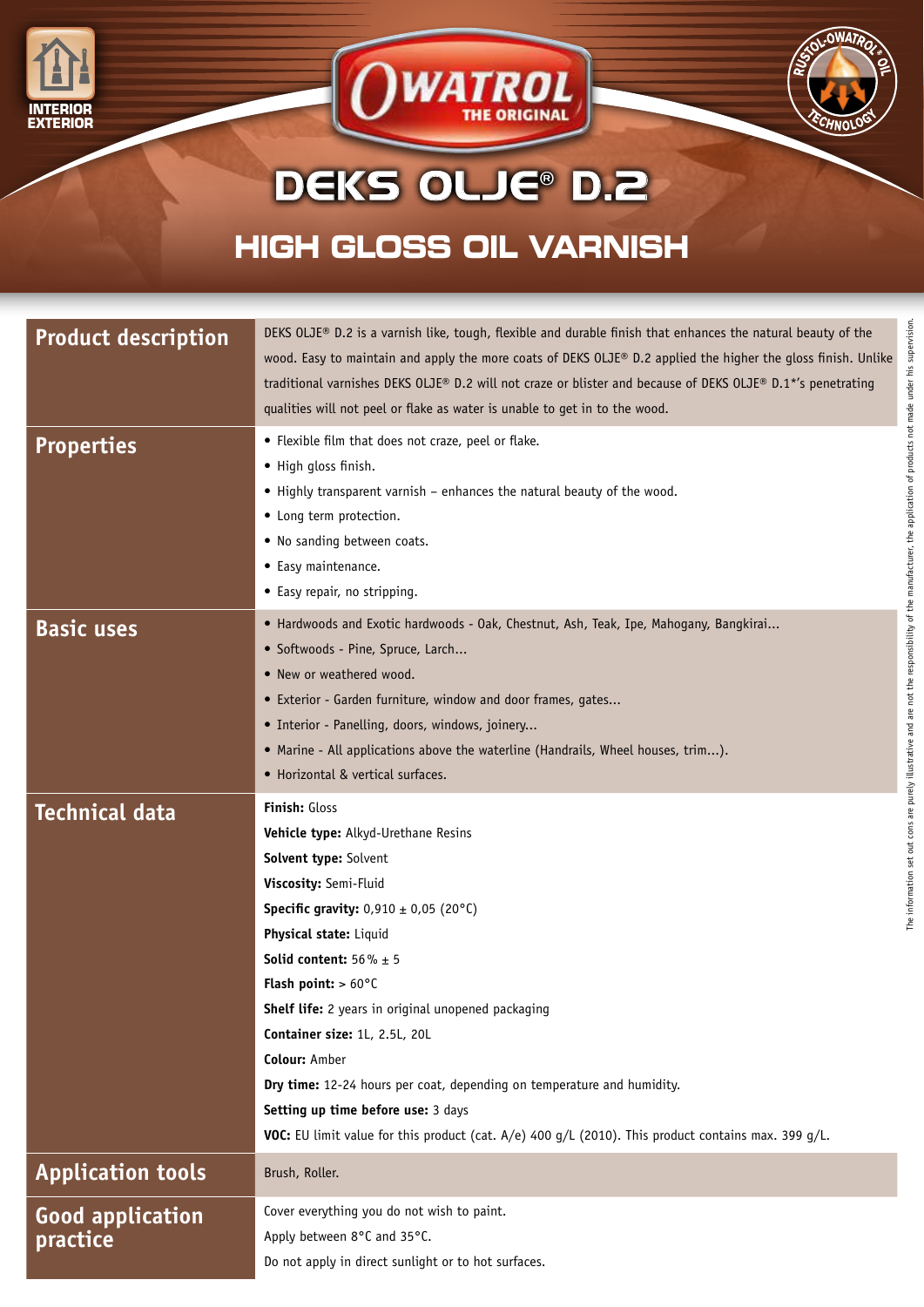INTERIOR EXTERIOR

OWATROL THE ORIGINAL

RUSTOL-OWATROL® OIL TECHNOLOGY

# DEKS OLJE® D.2

## HIGH GLOSS OIL VARNISH

| | |
|---|---|
| **Product description** | DEKS OLJE® D.2 is a varnish like, tough, flexible and durable finish that enhances the natural beauty of the wood. Easy to maintain and apply the more coats of DEKS OLJE® D.2 applied the higher the gloss finish. Unlike traditional varnishes DEKS OLJE® D.2 will not craze or blister and because of DEKS OLJE® D.1*'s penetrating qualities will not peel or flake as water is unable to get in to the wood. |
| **Properties** | • Flexible film that does not craze, peel or flake.<br>• High gloss finish.<br>• Highly transparent varnish – enhances the natural beauty of the wood.<br>• Long term protection.<br>• No sanding between coats.<br>• Easy maintenance.<br>• Easy repair, no stripping. |
| **Basic uses** | • Hardwoods and Exotic hardwoods - Oak, Chestnut, Ash, Teak, Ipe, Mahogany, Bangkirai...<br>• Softwoods - Pine, Spruce, Larch...<br>• New or weathered wood.<br>• Exterior - Garden furniture, window and door frames, gates...<br>• Interior - Panelling, doors, windows, joinery...<br>• Marine - All applications above the waterline (Handrails, Wheel houses, trim...).<br>• Horizontal & vertical surfaces. |
| **Technical data** | **Finish:** Gloss<br>**Vehicle type:** Alkyd-Urethane Resins<br>**Solvent type:** Solvent<br>**Viscosity:** Semi-Fluid<br>**Specific gravity:** 0,910 ± 0,05 (20°C)<br>**Physical state:** Liquid<br>**Solid content:** 56 % ± 5<br>**Flash point:** > 60°C<br>**Shelf life:** 2 years in original unopened packaging<br>**Container size:** 1L, 2.5L, 20L<br>**Colour:** Amber<br>**Dry time:** 12-24 hours per coat, depending on temperature and humidity.<br>**Setting up time before use:** 3 days<br>**VOC:** EU limit value for this product (cat. A/e) 400 g/L (2010). This product contains max. 399 g/L. |
| **Application tools** | Brush, Roller. |
| **Good application practice** | Cover everything you do not wish to paint.<br>Apply between 8°C and 35°C.<br>Do not apply in direct sunlight or to hot surfaces. |

The information set out cons are purely illustrative and are not the responsibility of the manufacturer, the application of products not made under his supervision.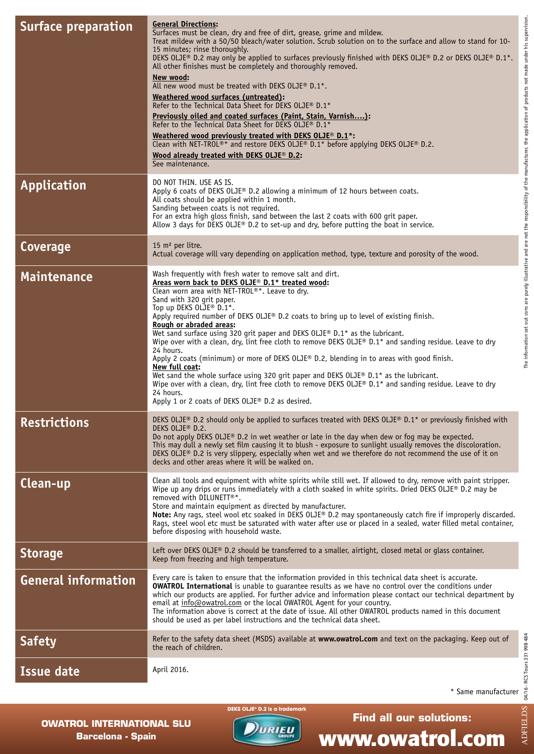## Surface preparation

**General Directions:**
Surfaces must be clean, dry and free of dirt, grease, grime and mildew.
Treat mildew with a 50/50 bleach/water solution. Scrub solution on to the surface and allow to stand for 10-15 minutes; rinse thoroughly.
DEKS OLJE® D.2 may only be applied to surfaces previously finished with DEKS OLJE® D.2 or DEKS OLJE® D.1*.
All other finishes must be completely and thoroughly removed.

**New wood:**
All new wood must be treated with DEKS OLJE® D.1*.

**Weathered wood surfaces (untreated):**
Refer to the Technical Data Sheet for DEKS OLJE® D.1*

**Previously oiled and coated surfaces (Paint, Stain, Varnish....):**
Refer to the Technical Data Sheet for DEKS OLJE® D.1*

**Weathered wood previously treated with DEKS OLJE® D.1*:**
Clean with NET-TROL®* and restore DEKS OLJE® D.1* before applying DEKS OLJE® D.2.

**Wood already treated with DEKS OLJE® D.2:**
See maintenance.

## Application

DO NOT THIN. USE AS IS.
Apply 6 coats of DEKS OLJE® D.2 allowing a minimum of 12 hours between coats.
All coats should be applied within 1 month.
Sanding between coats is not required.
For an extra high gloss finish, sand between the last 2 coats with 600 grit paper.
Allow 3 days for DEKS OLJE® D.2 to set-up and dry, before putting the boat in service.

## Coverage

15 m² per litre.
Actual coverage will vary depending on application method, type, texture and porosity of the wood.

## Maintenance

Wash frequently with fresh water to remove salt and dirt.

**Areas worn back to DEKS OLJE® D.1* treated wood:**
Clean worn area with NET-TROL®*. Leave to dry.
Sand with 320 grit paper.
Top up DEKS OLJE® D.1*.
Apply required number of DEKS OLJE® D.2 coats to bring up to level of existing finish.

**Rough or abraded areas:**
Wet sand surface using 320 grit paper and DEKS OLJE® D.1* as the lubricant.
Wipe over with a clean, dry, lint free cloth to remove DEKS OLJE® D.1* and sanding residue. Leave to dry 24 hours.
Apply 2 coats (minimum) or more of DEKS OLJE® D.2, blending in to areas with good finish.

**New full coat:**
Wet sand the whole surface using 320 grit paper and DEKS OLJE® D.1* as the lubricant.
Wipe over with a clean, dry, lint free cloth to remove DEKS OLJE® D.1* and sanding residue. Leave to dry 24 hours.
Apply 1 or 2 coats of DEKS OLJE® D.2 as desired.

## Restrictions

DEKS OLJE® D.2 should only be applied to surfaces treated with DEKS OLJE® D.1* or previously finished with DEKS OLJE® D.2.
Do not apply DEKS OLJE® D.2 in wet weather or late in the day when dew or fog may be expected.
This may dull a newly set film causing it to blush - exposure to sunlight usually removes the discoloration.
DEKS OLJE® D.2 is very slippery, especially when wet and we therefore do not recommend the use of it on decks and other areas where it will be walked on.

## Clean-up

Clean all tools and equipment with white spirits while still wet. If allowed to dry, remove with paint stripper.
Wipe up any drips or runs immediately with a cloth soaked in white spirits. Dried DEKS OLJE® D.2 may be removed with DILUNETT®*.
Store and maintain equipment as directed by manufacturer.
**Note:** Any rags, steel wool etc soaked in DEKS OLJE® D.2 may spontaneously catch fire if improperly discarded.
Rags, steel wool etc must be saturated with water after use or placed in a sealed, water filled metal container, before disposing with household waste.

## Storage

Left over DEKS OLJE® D.2 should be transferred to a smaller, airtight, closed metal or glass container.
Keep from freezing and high temperature.

## General information

Every care is taken to ensure that the information provided in this technical data sheet is accurate.
**OWATROL International** is unable to guarantee results as we have no control over the conditions under which our products are applied. For further advice and information please contact our technical department by email at info@owatrol.com or the local OWATROL Agent for your country.
The information above is correct at the date of issue. All other OWATROL products named in this document should be used as per label instructions and the technical data sheet.

## Safety

Refer to the safety data sheet (MSDS) available at **www.owatrol.com** and text on the packaging. Keep out of the reach of children.

## Issue date

April 2016.

\* Same manufacturer

The information set out cons are purely illustrative and are not the responsibility of the manufacturer, the application of products not made under his supervision.

04/16 - RCS Tours 331 998 484

DEKS OLJE® D.2 is a trademark

**OWATROL INTERNATIONAL SLU**
**Barcelona - Spain**

**Find all our solutions:**
**www.owatrol.com**